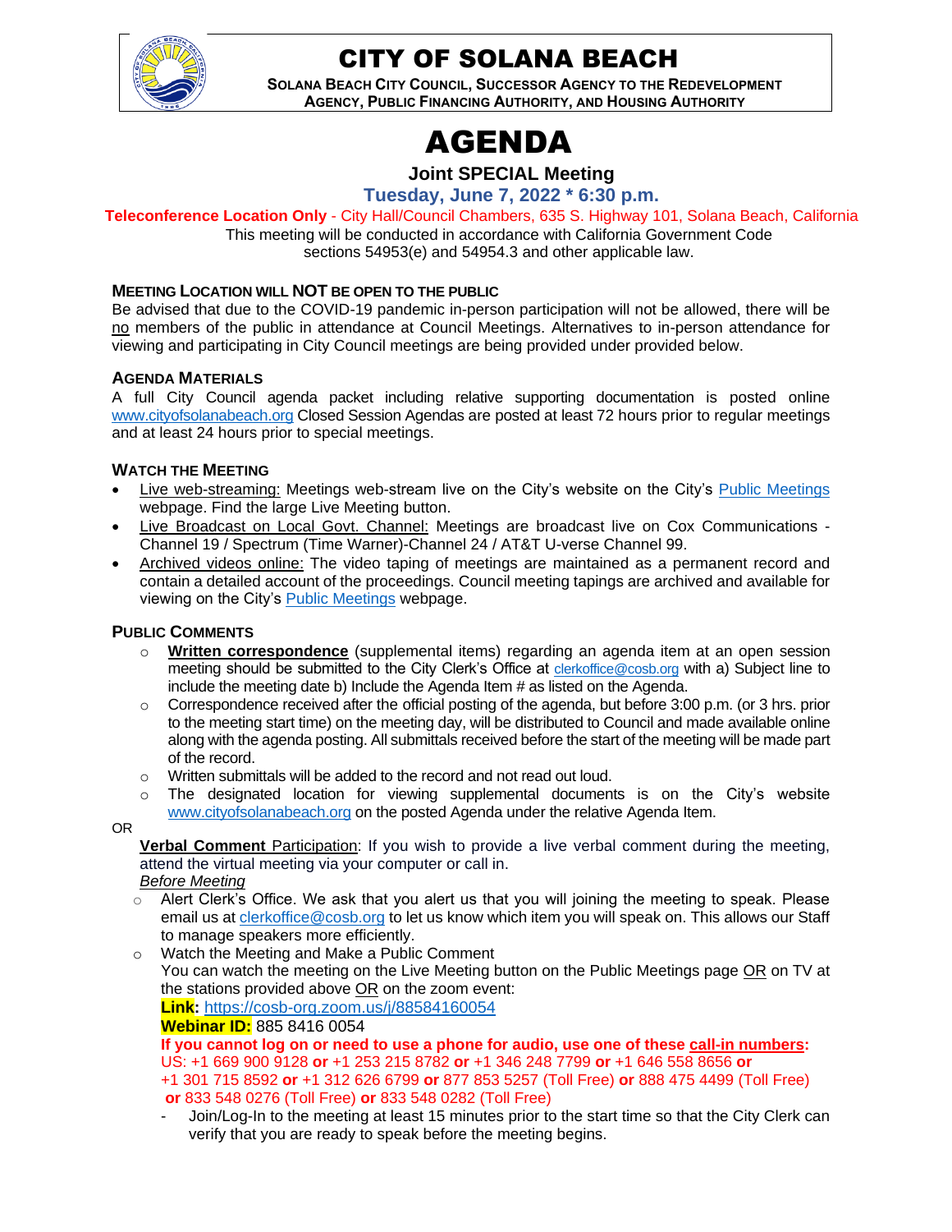# CITY OF SOLANA BEACH

**SOLANA BEACH CITY COUNCIL, SUCCESSOR AGENCY TO THE REDEVELOPMENT AGENCY, PUBLIC FINANCING AUTHORITY, AND HOUSING AUTHORITY**

# AGENDA

## Joint SPECIAL Meeting

### Tuesday, June 7, 2022 * 6:30 p.m.

**Teleconference Location Only** - City Hall/Council Chambers, 635 S. Highway 101, Solana Beach, California

This meeting will be conducted in accordance with California Government Code sections 54953(e) and 54954.3 and other applicable law.

**MEETING LOCATION WILL NOT BE OPEN TO THE PUBLIC**

Be advised that due to the COVID-19 pandemic in-person participation will not be allowed, there will be no members of the public in attendance at Council Meetings. Alternatives to in-person attendance for viewing and participating in City Council meetings are being provided under provided below.

**AGENDA MATERIALS**

A full City Council agenda packet including relative supporting documentation is posted online www.cityofsolanabeach.org Closed Session Agendas are posted at least 72 hours prior to regular meetings and at least 24 hours prior to special meetings.

**WATCH THE MEETING**

- Live web-streaming: Meetings web-stream live on the City's website on the City's Public Meetings webpage. Find the large Live Meeting button.
- Live Broadcast on Local Govt. Channel: Meetings are broadcast live on Cox Communications - Channel 19 / Spectrum (Time Warner)-Channel 24 / AT&T U-verse Channel 99.
- Archived videos online: The video taping of meetings are maintained as a permanent record and contain a detailed account of the proceedings. Council meeting tapings are archived and available for viewing on the City's Public Meetings webpage.

**PUBLIC COMMENTS**

- **Written correspondence** (supplemental items) regarding an agenda item at an open session meeting should be submitted to the City Clerk's Office at clerkoffice@cosb.org with a) Subject line to include the meeting date b) Include the Agenda Item # as listed on the Agenda.
- Correspondence received after the official posting of the agenda, but before 3:00 p.m. (or 3 hrs. prior to the meeting start time) on the meeting day, will be distributed to Council and made available online along with the agenda posting. All submittals received before the start of the meeting will be made part of the record.
- Written submittals will be added to the record and not read out loud.
- The designated location for viewing supplemental documents is on the City's website www.cityofsolanabeach.org on the posted Agenda under the relative Agenda Item.

OR

**Verbal Comment** Participation: If you wish to provide a live verbal comment during the meeting, attend the virtual meeting via your computer or call in.

*Before Meeting*

- Alert Clerk's Office. We ask that you alert us that you will joining the meeting to speak. Please email us at clerkoffice@cosb.org to let us know which item you will speak on. This allows our Staff to manage speakers more efficiently.
- Watch the Meeting and Make a Public Comment
  You can watch the meeting on the Live Meeting button on the Public Meetings page OR on TV at the stations provided above OR on the zoom event:
  **Link:** https://cosb-org.zoom.us/j/88584160054
  **Webinar ID:** 885 8416 0054
  **If you cannot log on or need to use a phone for audio, use one of these call-in numbers:** US: +1 669 900 9128 **or** +1 253 215 8782 **or** +1 346 248 7799 **or** +1 646 558 8656 **or** +1 301 715 8592 **or** +1 312 626 6799 **or** 877 853 5257 (Toll Free) **or** 888 475 4499 (Toll Free) **or** 833 548 0276 (Toll Free) **or** 833 548 0282 (Toll Free)
  - Join/Log-In to the meeting at least 15 minutes prior to the start time so that the City Clerk can verify that you are ready to speak before the meeting begins.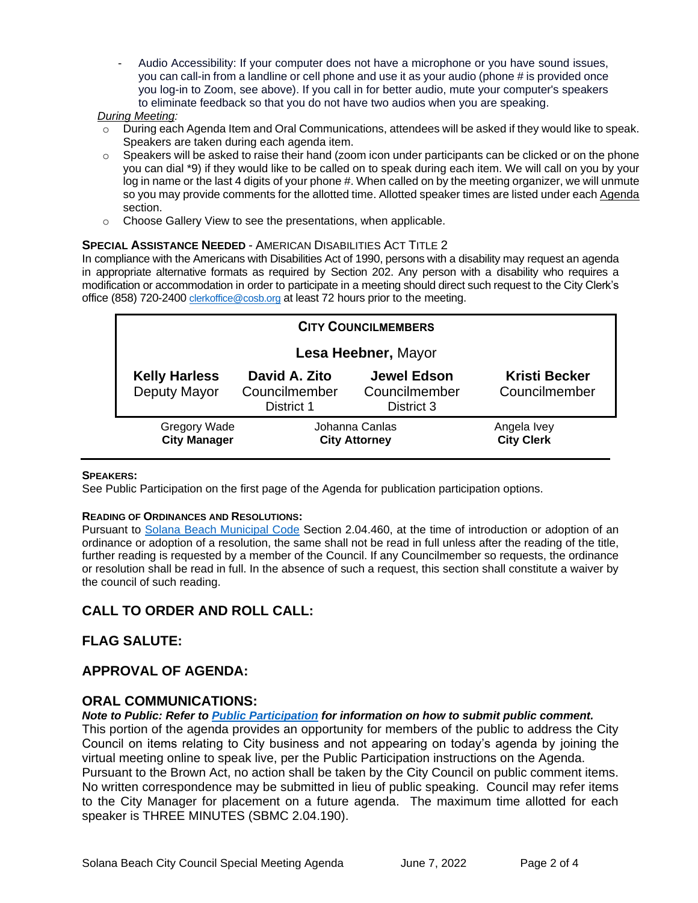- Audio Accessibility: If your computer does not have a microphone or you have sound issues, you can call-in from a landline or cell phone and use it as your audio (phone # is provided once you log-in to Zoom, see above). If you call in for better audio, mute your computer's speakers to eliminate feedback so that you do not have two audios when you are speaking.

*During Meeting:*

- During each Agenda Item and Oral Communications, attendees will be asked if they would like to speak. Speakers are taken during each agenda item.
- Speakers will be asked to raise their hand (zoom icon under participants can be clicked or on the phone you can dial *9) if they would like to be called on to speak during each item. We will call on you by your log in name or the last 4 digits of your phone #. When called on by the meeting organizer, we will unmute so you may provide comments for the allotted time. Allotted speaker times are listed under each Agenda section.
- Choose Gallery View to see the presentations, when applicable.

**SPECIAL ASSISTANCE NEEDED** - AMERICAN DISABILITIES ACT TITLE 2

In compliance with the Americans with Disabilities Act of 1990, persons with a disability may request an agenda in appropriate alternative formats as required by Section 202. Any person with a disability who requires a modification or accommodation in order to participate in a meeting should direct such request to the City Clerk's office (858) 720-2400 clerkoffice@cosb.org at least 72 hours prior to the meeting.

**CITY COUNCILMEMBERS**

**Lesa Heebner,** Mayor

| **Kelly Harless** | **David A. Zito** | **Jewel Edson** | **Kristi Becker** |
|---|---|---|---|
| Deputy Mayor | Councilmember District 1 | Councilmember District 3 | Councilmember |

| Gregory Wade | Johanna Canlas | Angela Ivey |
|---|---|---|
| **City Manager** | **City Attorney** | **City Clerk** |

**SPEAKERS:**

See Public Participation on the first page of the Agenda for publication participation options.

**READING OF ORDINANCES AND RESOLUTIONS:**

Pursuant to Solana Beach Municipal Code Section 2.04.460, at the time of introduction or adoption of an ordinance or adoption of a resolution, the same shall not be read in full unless after the reading of the title, further reading is requested by a member of the Council. If any Councilmember so requests, the ordinance or resolution shall be read in full. In the absence of such a request, this section shall constitute a waiver by the council of such reading.

## CALL TO ORDER AND ROLL CALL:

## FLAG SALUTE:

## APPROVAL OF AGENDA:

## ORAL COMMUNICATIONS:

***Note to Public: Refer to Public Participation for information on how to submit public comment.***

This portion of the agenda provides an opportunity for members of the public to address the City Council on items relating to City business and not appearing on today's agenda by joining the virtual meeting online to speak live, per the Public Participation instructions on the Agenda.

Pursuant to the Brown Act, no action shall be taken by the City Council on public comment items. No written correspondence may be submitted in lieu of public speaking. Council may refer items to the City Manager for placement on a future agenda. The maximum time allotted for each speaker is THREE MINUTES (SBMC 2.04.190).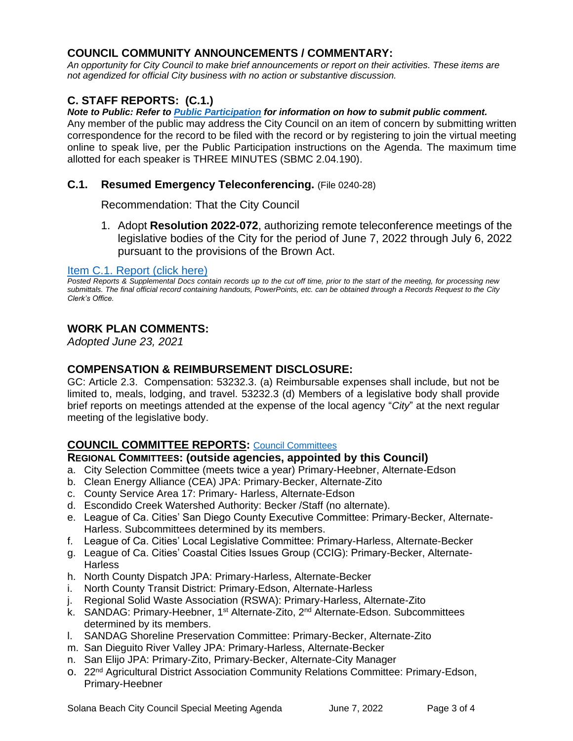## COUNCIL COMMUNITY ANNOUNCEMENTS / COMMENTARY:

*An opportunity for City Council to make brief announcements or report on their activities. These items are not agendized for official City business with no action or substantive discussion.*

## C. STAFF REPORTS: (C.1.)

***Note to Public: Refer to [Public Participation](#) for information on how to submit public comment.***

Any member of the public may address the City Council on an item of concern by submitting written correspondence for the record to be filed with the record or by registering to join the virtual meeting online to speak live, per the Public Participation instructions on the Agenda. The maximum time allotted for each speaker is THREE MINUTES (SBMC 2.04.190).

### C.1. Resumed Emergency Teleconferencing. (File 0240-28)

Recommendation: That the City Council

1. Adopt **Resolution 2022-072**, authorizing remote teleconference meetings of the legislative bodies of the City for the period of June 7, 2022 through July 6, 2022 pursuant to the provisions of the Brown Act.

[Item C.1. Report (click here)](#)

*Posted Reports & Supplemental Docs contain records up to the cut off time, prior to the start of the meeting, for processing new submittals. The final official record containing handouts, PowerPoints, etc. can be obtained through a Records Request to the City Clerk's Office.*

## WORK PLAN COMMENTS:

*Adopted June 23, 2021*

## COMPENSATION & REIMBURSEMENT DISCLOSURE:

GC: Article 2.3. Compensation: 53232.3. (a) Reimbursable expenses shall include, but not be limited to, meals, lodging, and travel. 53232.3 (d) Members of a legislative body shall provide brief reports on meetings attended at the expense of the local agency "*City*" at the next regular meeting of the legislative body.

## COUNCIL COMMITTEE REPORTS: [Council Committees](#)

### REGIONAL COMMITTEES: (outside agencies, appointed by this Council)

a. City Selection Committee (meets twice a year) Primary-Heebner, Alternate-Edson
b. Clean Energy Alliance (CEA) JPA: Primary-Becker, Alternate-Zito
c. County Service Area 17: Primary- Harless, Alternate-Edson
d. Escondido Creek Watershed Authority: Becker /Staff (no alternate).
e. League of Ca. Cities' San Diego County Executive Committee: Primary-Becker, Alternate-Harless. Subcommittees determined by its members.
f. League of Ca. Cities' Local Legislative Committee: Primary-Harless, Alternate-Becker
g. League of Ca. Cities' Coastal Cities Issues Group (CCIG): Primary-Becker, Alternate-Harless
h. North County Dispatch JPA: Primary-Harless, Alternate-Becker
i. North County Transit District: Primary-Edson, Alternate-Harless
j. Regional Solid Waste Association (RSWA): Primary-Harless, Alternate-Zito
k. SANDAG: Primary-Heebner, 1st Alternate-Zito, 2nd Alternate-Edson. Subcommittees determined by its members.
l. SANDAG Shoreline Preservation Committee: Primary-Becker, Alternate-Zito
m. San Dieguito River Valley JPA: Primary-Harless, Alternate-Becker
n. San Elijo JPA: Primary-Zito, Primary-Becker, Alternate-City Manager
o. 22nd Agricultural District Association Community Relations Committee: Primary-Edson, Primary-Heebner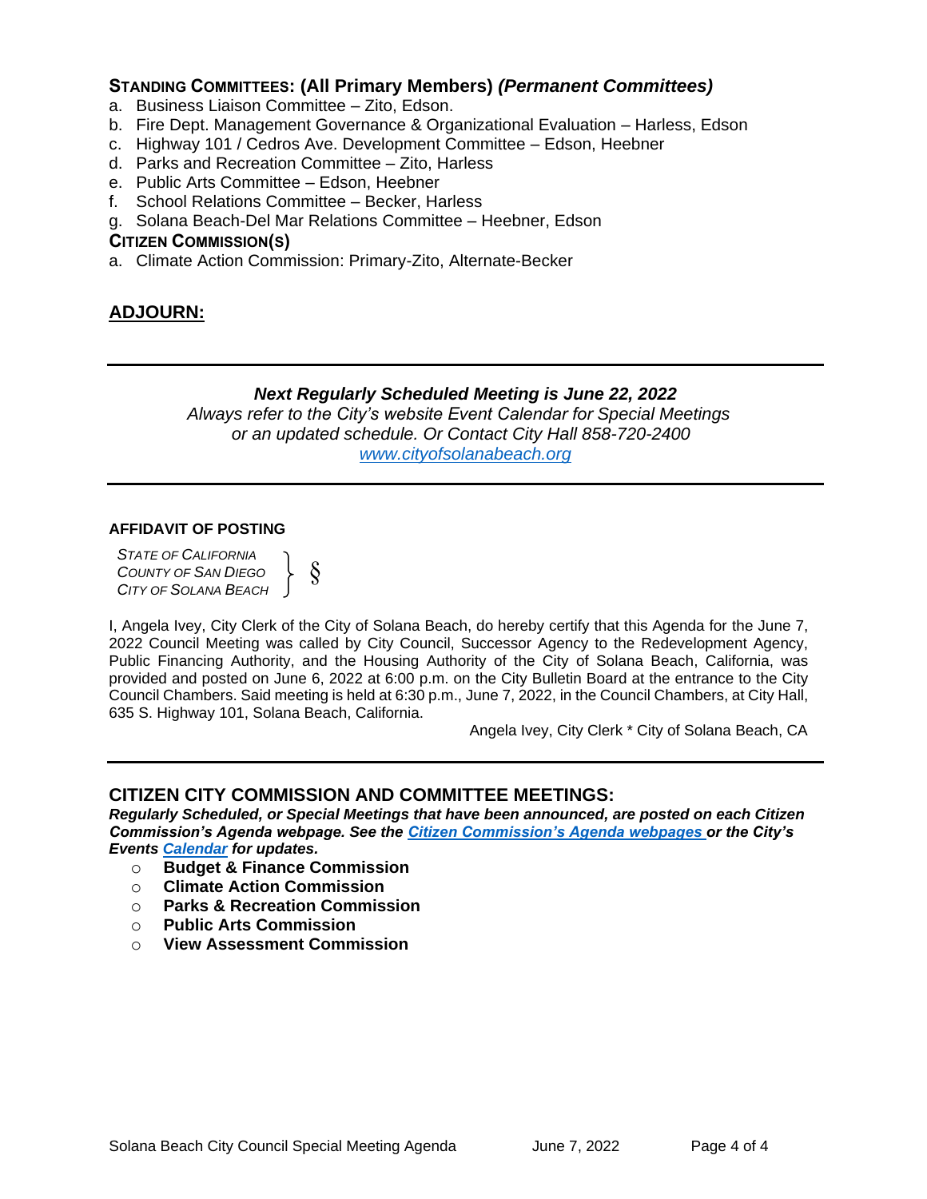### STANDING COMMITTEES: (All Primary Members) *(Permanent Committees)*

a. Business Liaison Committee – Zito, Edson.
b. Fire Dept. Management Governance & Organizational Evaluation – Harless, Edson
c. Highway 101 / Cedros Ave. Development Committee – Edson, Heebner
d. Parks and Recreation Committee – Zito, Harless
e. Public Arts Committee – Edson, Heebner
f. School Relations Committee – Becker, Harless
g. Solana Beach-Del Mar Relations Committee – Heebner, Edson

### CITIZEN COMMISSION(S)

a. Climate Action Commission: Primary-Zito, Alternate-Becker

## ADJOURN:

---

***Next Regularly Scheduled Meeting is June 22, 2022***

*Always refer to the City's website Event Calendar for Special Meetings or an updated schedule. Or Contact City Hall 858-720-2400*

*www.cityofsolanabeach.org*

---

**AFFIDAVIT OF POSTING**

*STATE OF CALIFORNIA*
*COUNTY OF SAN DIEGO* } §
*CITY OF SOLANA BEACH*

I, Angela Ivey, City Clerk of the City of Solana Beach, do hereby certify that this Agenda for the June 7, 2022 Council Meeting was called by City Council, Successor Agency to the Redevelopment Agency, Public Financing Authority, and the Housing Authority of the City of Solana Beach, California, was provided and posted on June 6, 2022 at 6:00 p.m. on the City Bulletin Board at the entrance to the City Council Chambers. Said meeting is held at 6:30 p.m., June 7, 2022, in the Council Chambers, at City Hall, 635 S. Highway 101, Solana Beach, California.

Angela Ivey, City Clerk * City of Solana Beach, CA

---

## CITIZEN CITY COMMISSION AND COMMITTEE MEETINGS:

***Regularly Scheduled, or Special Meetings that have been announced, are posted on each Citizen Commission's Agenda webpage. See the Citizen Commission's Agenda webpages or the City's Events Calendar for updates.***

- **Budget & Finance Commission**
- **Climate Action Commission**
- **Parks & Recreation Commission**
- **Public Arts Commission**
- **View Assessment Commission**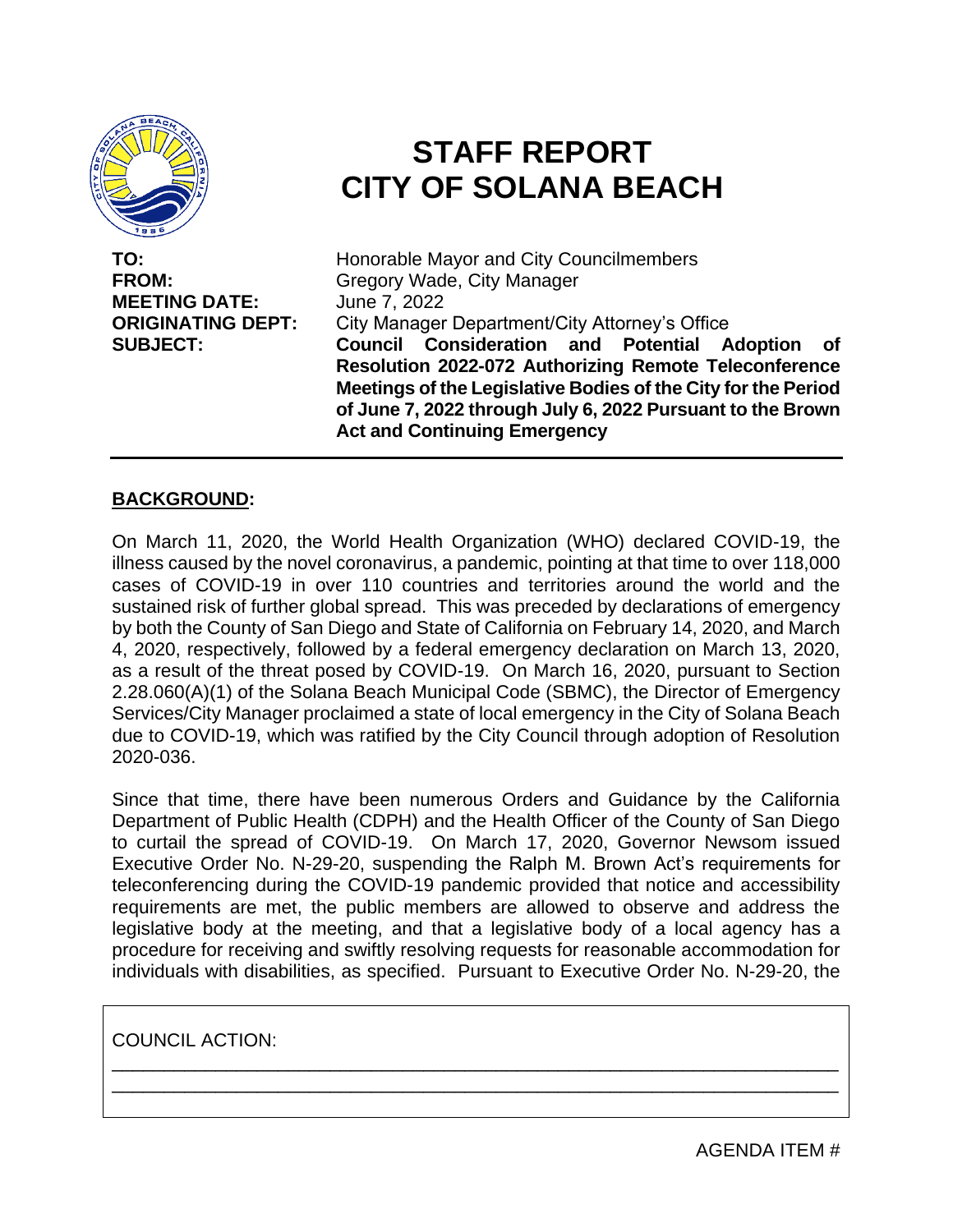# STAFF REPORT
# CITY OF SOLANA BEACH

**TO:** Honorable Mayor and City Councilmembers
**FROM:** Gregory Wade, City Manager
**MEETING DATE:** June 7, 2022
**ORIGINATING DEPT:** City Manager Department/City Attorney's Office
**SUBJECT:** **Council Consideration and Potential Adoption of Resolution 2022-072 Authorizing Remote Teleconference Meetings of the Legislative Bodies of the City for the Period of June 7, 2022 through July 6, 2022 Pursuant to the Brown Act and Continuing Emergency**

## BACKGROUND:

On March 11, 2020, the World Health Organization (WHO) declared COVID-19, the illness caused by the novel coronavirus, a pandemic, pointing at that time to over 118,000 cases of COVID-19 in over 110 countries and territories around the world and the sustained risk of further global spread. This was preceded by declarations of emergency by both the County of San Diego and State of California on February 14, 2020, and March 4, 2020, respectively, followed by a federal emergency declaration on March 13, 2020, as a result of the threat posed by COVID-19. On March 16, 2020, pursuant to Section 2.28.060(A)(1) of the Solana Beach Municipal Code (SBMC), the Director of Emergency Services/City Manager proclaimed a state of local emergency in the City of Solana Beach due to COVID-19, which was ratified by the City Council through adoption of Resolution 2020-036.

Since that time, there have been numerous Orders and Guidance by the California Department of Public Health (CDPH) and the Health Officer of the County of San Diego to curtail the spread of COVID-19. On March 17, 2020, Governor Newsom issued Executive Order No. N-29-20, suspending the Ralph M. Brown Act's requirements for teleconferencing during the COVID-19 pandemic provided that notice and accessibility requirements are met, the public members are allowed to observe and address the legislative body at the meeting, and that a legislative body of a local agency has a procedure for receiving and swiftly resolving requests for reasonable accommodation for individuals with disabilities, as specified. Pursuant to Executive Order No. N-29-20, the

COUNCIL ACTION:

______________________________________________________________________

______________________________________________________________________

AGENDA ITEM #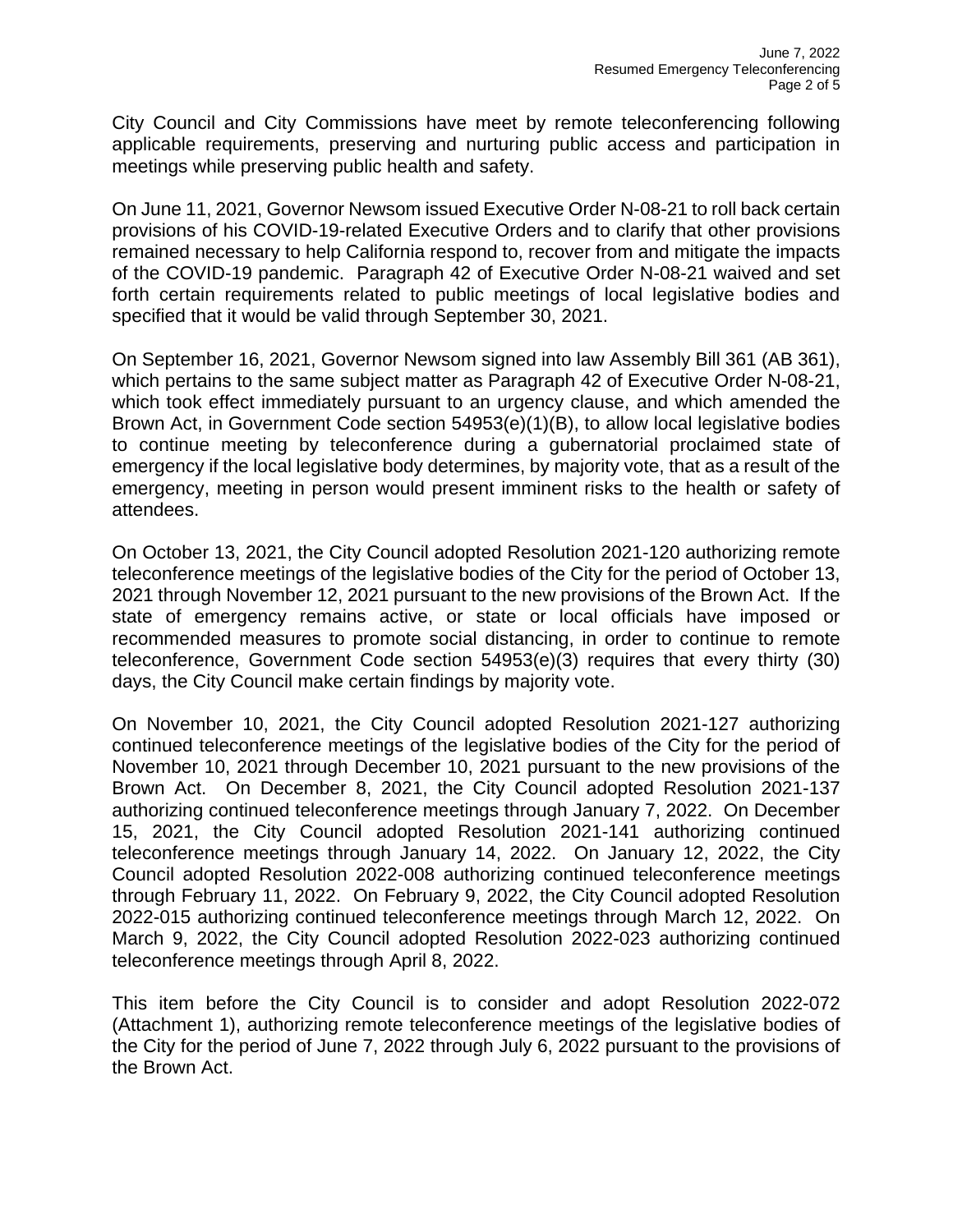City Council and City Commissions have meet by remote teleconferencing following applicable requirements, preserving and nurturing public access and participation in meetings while preserving public health and safety.

On June 11, 2021, Governor Newsom issued Executive Order N-08-21 to roll back certain provisions of his COVID-19-related Executive Orders and to clarify that other provisions remained necessary to help California respond to, recover from and mitigate the impacts of the COVID-19 pandemic. Paragraph 42 of Executive Order N-08-21 waived and set forth certain requirements related to public meetings of local legislative bodies and specified that it would be valid through September 30, 2021.

On September 16, 2021, Governor Newsom signed into law Assembly Bill 361 (AB 361), which pertains to the same subject matter as Paragraph 42 of Executive Order N-08-21, which took effect immediately pursuant to an urgency clause, and which amended the Brown Act, in Government Code section 54953(e)(1)(B), to allow local legislative bodies to continue meeting by teleconference during a gubernatorial proclaimed state of emergency if the local legislative body determines, by majority vote, that as a result of the emergency, meeting in person would present imminent risks to the health or safety of attendees.

On October 13, 2021, the City Council adopted Resolution 2021-120 authorizing remote teleconference meetings of the legislative bodies of the City for the period of October 13, 2021 through November 12, 2021 pursuant to the new provisions of the Brown Act. If the state of emergency remains active, or state or local officials have imposed or recommended measures to promote social distancing, in order to continue to remote teleconference, Government Code section 54953(e)(3) requires that every thirty (30) days, the City Council make certain findings by majority vote.

On November 10, 2021, the City Council adopted Resolution 2021-127 authorizing continued teleconference meetings of the legislative bodies of the City for the period of November 10, 2021 through December 10, 2021 pursuant to the new provisions of the Brown Act. On December 8, 2021, the City Council adopted Resolution 2021-137 authorizing continued teleconference meetings through January 7, 2022. On December 15, 2021, the City Council adopted Resolution 2021-141 authorizing continued teleconference meetings through January 14, 2022. On January 12, 2022, the City Council adopted Resolution 2022-008 authorizing continued teleconference meetings through February 11, 2022. On February 9, 2022, the City Council adopted Resolution 2022-015 authorizing continued teleconference meetings through March 12, 2022. On March 9, 2022, the City Council adopted Resolution 2022-023 authorizing continued teleconference meetings through April 8, 2022.

This item before the City Council is to consider and adopt Resolution 2022-072 (Attachment 1), authorizing remote teleconference meetings of the legislative bodies of the City for the period of June 7, 2022 through July 6, 2022 pursuant to the provisions of the Brown Act.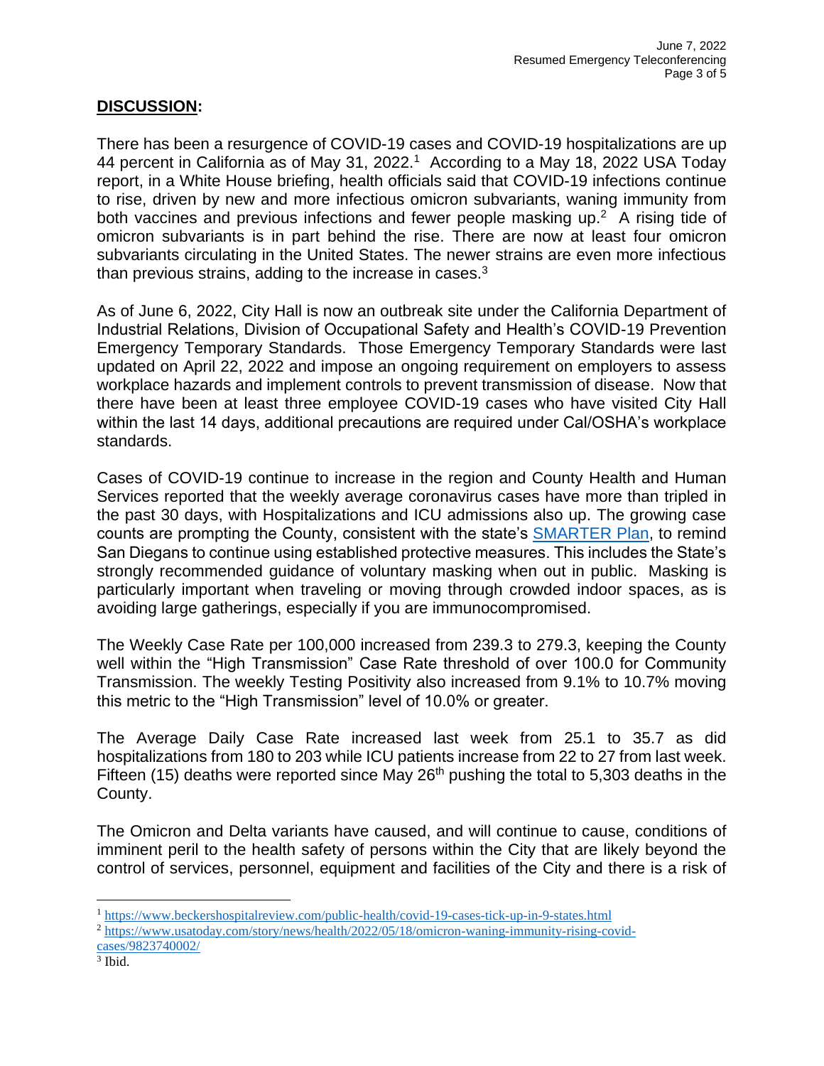## **DISCUSSION:**

There has been a resurgence of COVID-19 cases and COVID-19 hospitalizations are up 44 percent in California as of May 31, 2022.[1] According to a May 18, 2022 USA Today report, in a White House briefing, health officials said that COVID-19 infections continue to rise, driven by new and more infectious omicron subvariants, waning immunity from both vaccines and previous infections and fewer people masking up.[2] A rising tide of omicron subvariants is in part behind the rise. There are now at least four omicron subvariants circulating in the United States. The newer strains are even more infectious than previous strains, adding to the increase in cases.[3]

As of June 6, 2022, City Hall is now an outbreak site under the California Department of Industrial Relations, Division of Occupational Safety and Health's COVID-19 Prevention Emergency Temporary Standards. Those Emergency Temporary Standards were last updated on April 22, 2022 and impose an ongoing requirement on employers to assess workplace hazards and implement controls to prevent transmission of disease. Now that there have been at least three employee COVID-19 cases who have visited City Hall within the last 14 days, additional precautions are required under Cal/OSHA's workplace standards.

Cases of COVID-19 continue to increase in the region and County Health and Human Services reported that the weekly average coronavirus cases have more than tripled in the past 30 days, with Hospitalizations and ICU admissions also up. The growing case counts are prompting the County, consistent with the state's [SMARTER Plan](), to remind San Diegans to continue using established protective measures. This includes the State's strongly recommended guidance of voluntary masking when out in public. Masking is particularly important when traveling or moving through crowded indoor spaces, as is avoiding large gatherings, especially if you are immunocompromised.

The Weekly Case Rate per 100,000 increased from 239.3 to 279.3, keeping the County well within the "High Transmission" Case Rate threshold of over 100.0 for Community Transmission. The weekly Testing Positivity also increased from 9.1% to 10.7% moving this metric to the "High Transmission" level of 10.0% or greater.

The Average Daily Case Rate increased last week from 25.1 to 35.7 as did hospitalizations from 180 to 203 while ICU patients increase from 22 to 27 from last week. Fifteen (15) deaths were reported since May 26th pushing the total to 5,303 deaths in the County.

The Omicron and Delta variants have caused, and will continue to cause, conditions of imminent peril to the health safety of persons within the City that are likely beyond the control of services, personnel, equipment and facilities of the City and there is a risk of

---

[1] https://www.beckershospitalreview.com/public-health/covid-19-cases-tick-up-in-9-states.html

[2] https://www.usatoday.com/story/news/health/2022/05/18/omicron-waning-immunity-rising-covid-cases/9823740002/

[3] Ibid.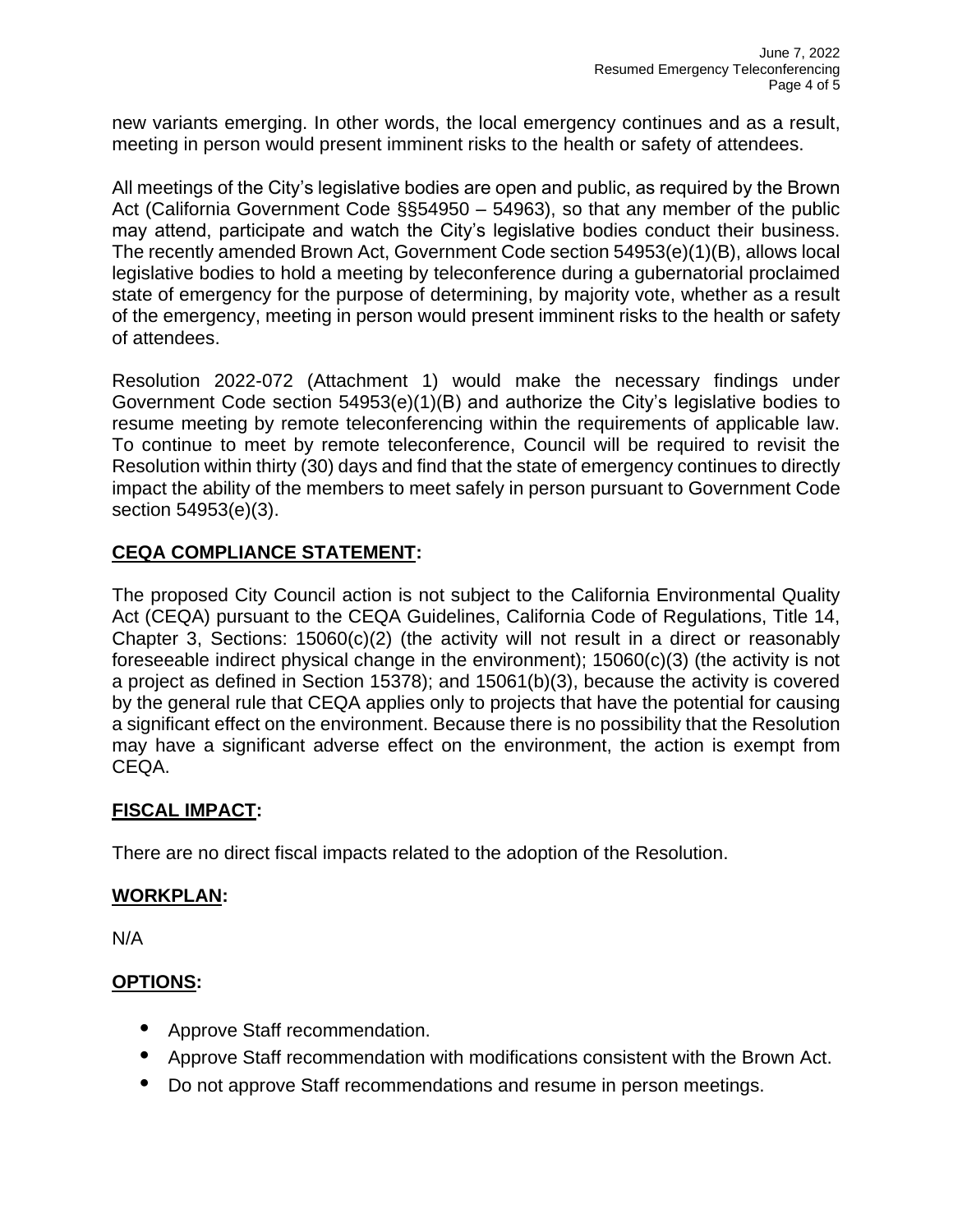new variants emerging. In other words, the local emergency continues and as a result, meeting in person would present imminent risks to the health or safety of attendees.

All meetings of the City's legislative bodies are open and public, as required by the Brown Act (California Government Code §§54950 – 54963), so that any member of the public may attend, participate and watch the City's legislative bodies conduct their business. The recently amended Brown Act, Government Code section 54953(e)(1)(B), allows local legislative bodies to hold a meeting by teleconference during a gubernatorial proclaimed state of emergency for the purpose of determining, by majority vote, whether as a result of the emergency, meeting in person would present imminent risks to the health or safety of attendees.

Resolution 2022-072 (Attachment 1) would make the necessary findings under Government Code section 54953(e)(1)(B) and authorize the City's legislative bodies to resume meeting by remote teleconferencing within the requirements of applicable law. To continue to meet by remote teleconference, Council will be required to revisit the Resolution within thirty (30) days and find that the state of emergency continues to directly impact the ability of the members to meet safely in person pursuant to Government Code section 54953(e)(3).

## **CEQA COMPLIANCE STATEMENT:**

The proposed City Council action is not subject to the California Environmental Quality Act (CEQA) pursuant to the CEQA Guidelines, California Code of Regulations, Title 14, Chapter 3, Sections: 15060(c)(2) (the activity will not result in a direct or reasonably foreseeable indirect physical change in the environment); 15060(c)(3) (the activity is not a project as defined in Section 15378); and 15061(b)(3), because the activity is covered by the general rule that CEQA applies only to projects that have the potential for causing a significant effect on the environment. Because there is no possibility that the Resolution may have a significant adverse effect on the environment, the action is exempt from CEQA.

## **FISCAL IMPACT:**

There are no direct fiscal impacts related to the adoption of the Resolution.

## **WORKPLAN:**

N/A

## **OPTIONS:**

- Approve Staff recommendation.
- Approve Staff recommendation with modifications consistent with the Brown Act.
- Do not approve Staff recommendations and resume in person meetings.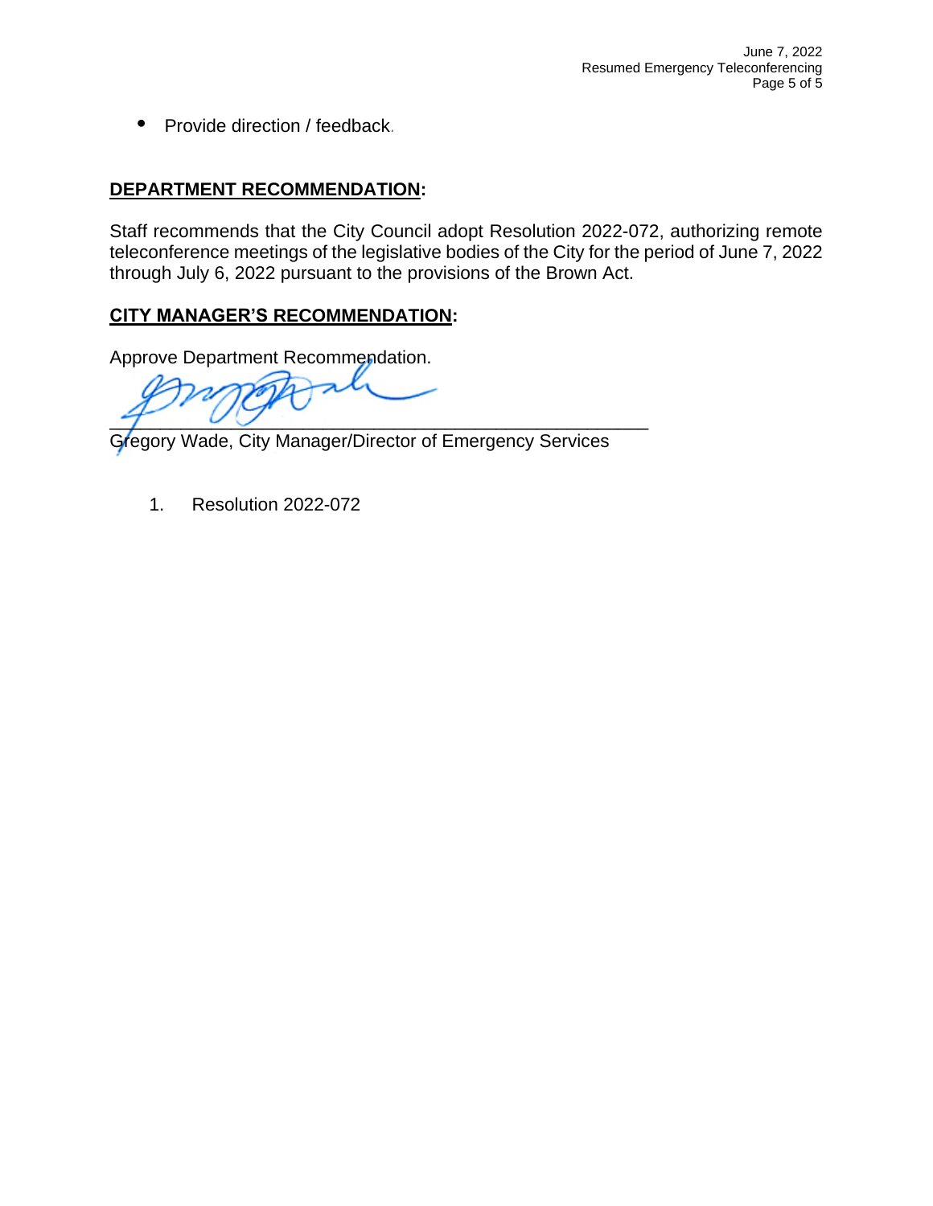- Provide direction / feedback.

**DEPARTMENT RECOMMENDATION:**

Staff recommends that the City Council adopt Resolution 2022-072, authorizing remote teleconference meetings of the legislative bodies of the City for the period of June 7, 2022 through July 6, 2022 pursuant to the provisions of the Brown Act.

**CITY MANAGER'S RECOMMENDATION:**

Approve Department Recommendation.

Gregory Wade, City Manager/Director of Emergency Services

1. Resolution 2022-072